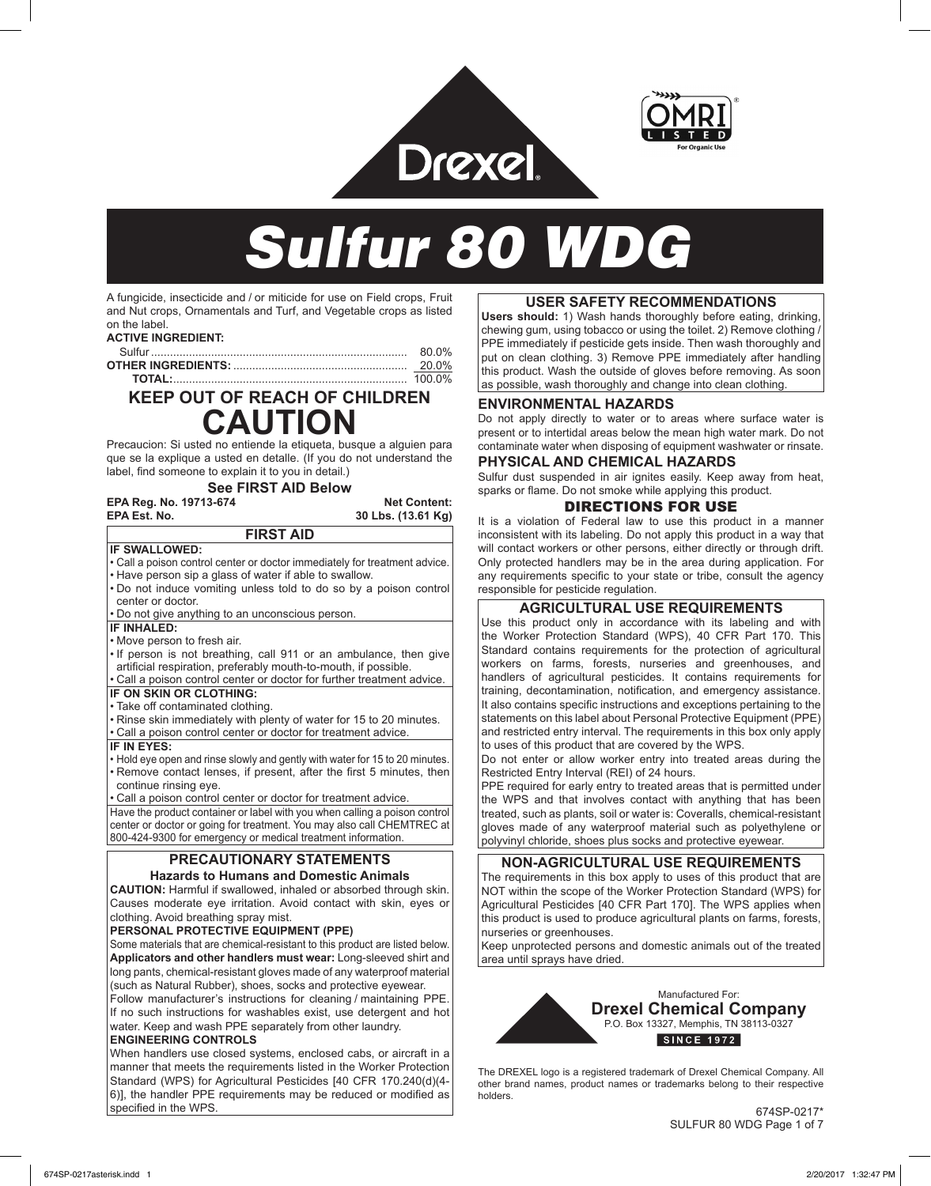Drexel

OMRI LISTED For Organic Use

# Sulfur 80 WDG

A fungicide, insecticide and / or miticide for use on Field crops, Fruit and Nut crops, Ornamentals and Turf, and Vegetable crops as listed on the label.

**ACTIVE INGREDIENT:**

| | |
|---|---|
| Sulfur | 80.0% |
| **OTHER INGREDIENTS:** | 20.0% |
| **TOTAL:** | 100.0% |

## KEEP OUT OF REACH OF CHILDREN

# CAUTION

Precaucion: Si usted no entiende la etiqueta, busque a alguien para que se la explique a usted en detalle. (If you do not understand the label, find someone to explain it to you in detail.)

**See FIRST AID Below**

**EPA Reg. No. 19713-674**
**EPA Est. No.**

**Net Content:**
30 Lbs. (13.61 Kg)

## FIRST AID

**IF SWALLOWED:**
- Call a poison control center or doctor immediately for treatment advice.
- Have person sip a glass of water if able to swallow.
- Do not induce vomiting unless told to do so by a poison control center or doctor.
- Do not give anything to an unconscious person.

**IF INHALED:**
- Move person to fresh air.
- If person is not breathing, call 911 or an ambulance, then give artificial respiration, preferably mouth-to-mouth, if possible.
- Call a poison control center or doctor for further treatment advice.

**IF ON SKIN OR CLOTHING:**
- Take off contaminated clothing.
- Rinse skin immediately with plenty of water for 15 to 20 minutes.
- Call a poison control center or doctor for treatment advice.

**IF IN EYES:**
- Hold eye open and rinse slowly and gently with water for 15 to 20 minutes.
- Remove contact lenses, if present, after the first 5 minutes, then continue rinsing eye.
- Call a poison control center or doctor for treatment advice.

Have the product container or label with you when calling a poison control center or doctor or going for treatment. You may also call CHEMTREC at 800-424-9300 for emergency or medical treatment information.

## PRECAUTIONARY STATEMENTS

### Hazards to Humans and Domestic Animals

**CAUTION:** Harmful if swallowed, inhaled or absorbed through skin. Causes moderate eye irritation. Avoid contact with skin, eyes or clothing. Avoid breathing spray mist.

**PERSONAL PROTECTIVE EQUIPMENT (PPE)**

Some materials that are chemical-resistant to this product are listed below. **Applicators and other handlers must wear:** Long-sleeved shirt and long pants, chemical-resistant gloves made of any waterproof material (such as Natural Rubber), shoes, socks and protective eyewear.

Follow manufacturer's instructions for cleaning / maintaining PPE. If no such instructions for washables exist, use detergent and hot water. Keep and wash PPE separately from other laundry.

**ENGINEERING CONTROLS**

When handlers use closed systems, enclosed cabs, or aircraft in a manner that meets the requirements listed in the Worker Protection Standard (WPS) for Agricultural Pesticides [40 CFR 170.240(d)(4-6)], the handler PPE requirements may be reduced or modified as specified in the WPS.

## USER SAFETY RECOMMENDATIONS

**Users should:** 1) Wash hands thoroughly before eating, drinking, chewing gum, using tobacco or using the toilet. 2) Remove clothing / PPE immediately if pesticide gets inside. Then wash thoroughly and put on clean clothing. 3) Remove PPE immediately after handling this product. Wash the outside of gloves before removing. As soon as possible, wash thoroughly and change into clean clothing.

## ENVIRONMENTAL HAZARDS

Do not apply directly to water or to areas where surface water is present or to intertidal areas below the mean high water mark. Do not contaminate water when disposing of equipment washwater or rinsate.

## PHYSICAL AND CHEMICAL HAZARDS

Sulfur dust suspended in air ignites easily. Keep away from heat, sparks or flame. Do not smoke while applying this product.

## DIRECTIONS FOR USE

It is a violation of Federal law to use this product in a manner inconsistent with its labeling. Do not apply this product in a way that will contact workers or other persons, either directly or through drift. Only protected handlers may be in the area during application. For any requirements specific to your state or tribe, consult the agency responsible for pesticide regulation.

## AGRICULTURAL USE REQUIREMENTS

Use this product only in accordance with its labeling and with the Worker Protection Standard (WPS), 40 CFR Part 170. This Standard contains requirements for the protection of agricultural workers on farms, forests, nurseries and greenhouses, and handlers of agricultural pesticides. It contains requirements for training, decontamination, notification, and emergency assistance. It also contains specific instructions and exceptions pertaining to the statements on this label about Personal Protective Equipment (PPE) and restricted entry interval. The requirements in this box only apply to uses of this product that are covered by the WPS.

Do not enter or allow worker entry into treated areas during the Restricted Entry Interval (REI) of 24 hours.

PPE required for early entry to treated areas that is permitted under the WPS and that involves contact with anything that has been treated, such as plants, soil or water is: Coveralls, chemical-resistant gloves made of any waterproof material such as polyethylene or polyvinyl chloride, shoes plus socks and protective eyewear.

## NON-AGRICULTURAL USE REQUIREMENTS

The requirements in this box apply to uses of this product that are NOT within the scope of the Worker Protection Standard (WPS) for Agricultural Pesticides [40 CFR Part 170]. The WPS applies when this product is used to produce agricultural plants on farms, forests, nurseries or greenhouses.

Keep unprotected persons and domestic animals out of the treated area until sprays have dried.

Manufactured For:
**Drexel Chemical Company**
P.O. Box 13327, Memphis, TN 38113-0327
SINCE 1972

The DREXEL logo is a registered trademark of Drexel Chemical Company. All other brand names, product names or trademarks belong to their respective holders.

674SP-0217*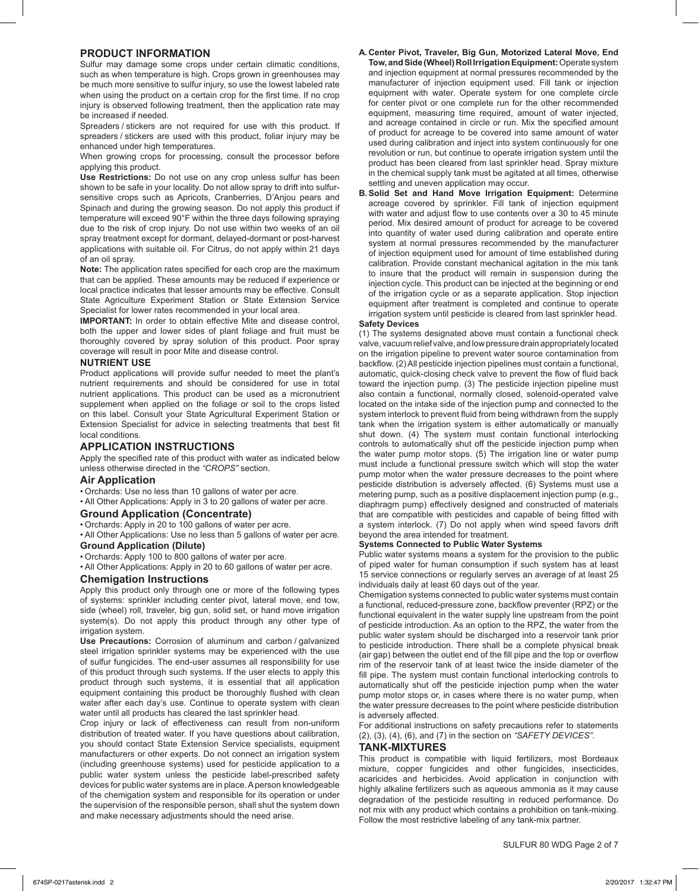## PRODUCT INFORMATION

Sulfur may damage some crops under certain climatic conditions, such as when temperature is high. Crops grown in greenhouses may be much more sensitive to sulfur injury, so use the lowest labeled rate when using the product on a certain crop for the first time. If no crop injury is observed following treatment, then the application rate may be increased if needed.

Spreaders / stickers are not required for use with this product. If spreaders / stickers are used with this product, foliar injury may be enhanced under high temperatures.

When growing crops for processing, consult the processor before applying this product.

**Use Restrictions:** Do not use on any crop unless sulfur has been shown to be safe in your locality. Do not allow spray to drift into sulfur-sensitive crops such as Apricots, Cranberries, D'Anjou pears and Spinach and during the growing season. Do not apply this product if temperature will exceed 90°F within the three days following spraying due to the risk of crop injury. Do not use within two weeks of an oil spray treatment except for dormant, delayed-dormant or post-harvest applications with suitable oil. For Citrus, do not apply within 21 days of an oil spray.

**Note:** The application rates specified for each crop are the maximum that can be applied. These amounts may be reduced if experience or local practice indicates that lesser amounts may be effective. Consult State Agriculture Experiment Station or State Extension Service Specialist for lower rates recommended in your local area.

**IMPORTANT:** In order to obtain effective Mite and disease control, both the upper and lower sides of plant foliage and fruit must be thoroughly covered by spray solution of this product. Poor spray coverage will result in poor Mite and disease control.

### NUTRIENT USE

Product applications will provide sulfur needed to meet the plant's nutrient requirements and should be considered for use in total nutrient applications. This product can be used as a micronutrient supplement when applied on the foliage or soil to the crops listed on this label. Consult your State Agricultural Experiment Station or Extension Specialist for advice in selecting treatments that best fit local conditions.

## APPLICATION INSTRUCTIONS

Apply the specified rate of this product with water as indicated below unless otherwise directed in the *"CROPS"* section.

### Air Application

- Orchards: Use no less than 10 gallons of water per acre.
- All Other Applications: Apply in 3 to 20 gallons of water per acre.

### Ground Application (Concentrate)

- Orchards: Apply in 20 to 100 gallons of water per acre.
- All Other Applications: Use no less than 5 gallons of water per acre.

### Ground Application (Dilute)

- Orchards: Apply 100 to 800 gallons of water per acre.
- All Other Applications: Apply in 20 to 60 gallons of water per acre.

### Chemigation Instructions

Apply this product only through one or more of the following types of systems: sprinkler including center pivot, lateral move, end tow, side (wheel) roll, traveler, big gun, solid set, or hand move irrigation system(s). Do not apply this product through any other type of irrigation system.

**Use Precautions:** Corrosion of aluminum and carbon / galvanized steel irrigation sprinkler systems may be experienced with the use of sulfur fungicides. The end-user assumes all responsibility for use of this product through such systems. If the user elects to apply this product through such systems, it is essential that all application equipment containing this product be thoroughly flushed with clean water after each day's use. Continue to operate system with clean water until all products has cleared the last sprinkler head.

Crop injury or lack of effectiveness can result from non-uniform distribution of treated water. If you have questions about calibration, you should contact State Extension Service specialists, equipment manufacturers or other experts. Do not connect an irrigation system (including greenhouse systems) used for pesticide application to a public water system unless the pesticide label-prescribed safety devices for public water systems are in place. A person knowledgeable of the chemigation system and responsible for its operation or under the supervision of the responsible person, shall shut the system down and make necessary adjustments should the need arise.

**A. Center Pivot, Traveler, Big Gun, Motorized Lateral Move, End Tow, and Side (Wheel) Roll Irrigation Equipment:** Operate system and injection equipment at normal pressures recommended by the manufacturer of injection equipment used. Fill tank or injection equipment with water. Operate system for one complete circle for center pivot or one complete run for the other recommended equipment, measuring time required, amount of water injected, and acreage contained in circle or run. Mix the specified amount of product for acreage to be covered into same amount of water used during calibration and inject into system continuously for one revolution or run, but continue to operate irrigation system until the product has been cleared from last sprinkler head. Spray mixture in the chemical supply tank must be agitated at all times, otherwise settling and uneven application may occur.

**B. Solid Set and Hand Move Irrigation Equipment:** Determine acreage covered by sprinkler. Fill tank of injection equipment with water and adjust flow to use contents over a 30 to 45 minute period. Mix desired amount of product for acreage to be covered into quantity of water used during calibration and operate entire system at normal pressures recommended by the manufacturer of injection equipment used for amount of time established during calibration. Provide constant mechanical agitation in the mix tank to insure that the product will remain in suspension during the injection cycle. This product can be injected at the beginning or end of the irrigation cycle or as a separate application. Stop injection equipment after treatment is completed and continue to operate irrigation system until pesticide is cleared from last sprinkler head.

**Safety Devices**

(1) The systems designated above must contain a functional check valve, vacuum relief valve, and low pressure drain appropriately located on the irrigation pipeline to prevent water source contamination from backflow. (2) All pesticide injection pipelines must contain a functional, automatic, quick-closing check valve to prevent the flow of fluid back toward the injection pump. (3) The pesticide injection pipeline must also contain a functional, normally closed, solenoid-operated valve located on the intake side of the injection pump and connected to the system interlock to prevent fluid from being withdrawn from the supply tank when the irrigation system is either automatically or manually shut down. (4) The system must contain functional interlocking controls to automatically shut off the pesticide injection pump when the water pump motor stops. (5) The irrigation line or water pump must include a functional pressure switch which will stop the water pump motor when the water pressure decreases to the point where pesticide distribution is adversely affected. (6) Systems must use a metering pump, such as a positive displacement injection pump (e.g., diaphragm pump) effectively designed and constructed of materials that are compatible with pesticides and capable of being fitted with a system interlock. (7) Do not apply when wind speed favors drift beyond the area intended for treatment.

**Systems Connected to Public Water Systems**

Public water systems means a system for the provision to the public of piped water for human consumption if such system has at least 15 service connections or regularly serves an average of at least 25 individuals daily at least 60 days out of the year.

Chemigation systems connected to public water systems must contain a functional, reduced-pressure zone, backflow preventer (RPZ) or the functional equivalent in the water supply line upstream from the point of pesticide introduction. As an option to the RPZ, the water from the public water system should be discharged into a reservoir tank prior to pesticide introduction. There shall be a complete physical break (air gap) between the outlet end of the fill pipe and the top or overflow rim of the reservoir tank of at least twice the inside diameter of the fill pipe. The system must contain functional interlocking controls to automatically shut off the pesticide injection pump when the water pump motor stops or, in cases where there is no water pump, when the water pressure decreases to the point where pesticide distribution is adversely affected.

For additional instructions on safety precautions refer to statements (2), (3), (4), (6), and (7) in the section on *"SAFETY DEVICES"*.

## TANK-MIXTURES

This product is compatible with liquid fertilizers, most Bordeaux mixture, copper fungicides and other fungicides, insecticides, acaricides and herbicides. Avoid application in conjunction with highly alkaline fertilizers such as aqueous ammonia as it may cause degradation of the pesticide resulting in reduced performance. Do not mix with any product which contains a prohibition on tank-mixing. Follow the most restrictive labeling of any tank-mix partner.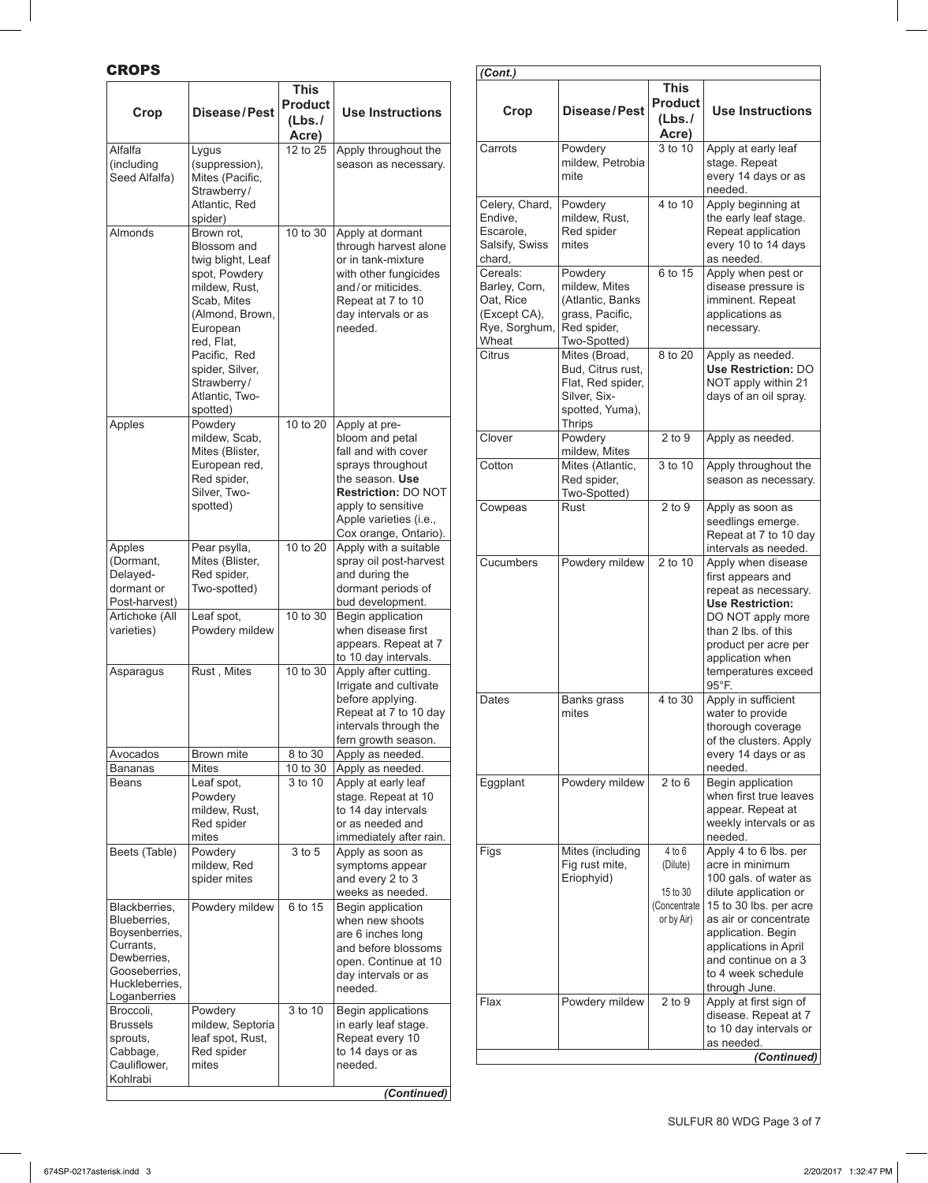## CROPS

| Crop | Disease/Pest | This Product (Lbs./ Acre) | Use Instructions |
|---|---|---|---|
| Alfalfa (including Seed Alfalfa) | Lygus (suppression), Mites (Pacific, Strawberry/ Atlantic, Red spider) | 12 to 25 | Apply throughout the season as necessary. |
| Almonds | Brown rot, Blossom and twig blight, Leaf spot, Powdery mildew, Rust, Scab, Mites (Almond, Brown, European red, Flat, Pacific, Red spider, Silver, Strawberry/ Atlantic, Two-spotted) | 10 to 30 | Apply at dormant through harvest alone or in tank-mixture with other fungicides and/or miticides. Repeat at 7 to 10 day intervals or as needed. |
| Apples | Powdery mildew, Scab, Mites (Blister, European red, Red spider, Silver, Two-spotted) | 10 to 20 | Apply at pre-bloom and petal fall and with cover sprays throughout the season. **Use Restriction:** DO NOT apply to sensitive Apple varieties (i.e., Cox orange, Ontario). |
| Apples (Dormant, Delayed-dormant or Post-harvest) | Pear psylla, Mites (Blister, Red spider, Two-spotted) | 10 to 20 | Apply with a suitable spray oil post-harvest and during the dormant periods of bud development. |
| Artichoke (All varieties) | Leaf spot, Powdery mildew | 10 to 30 | Begin application when disease first appears. Repeat at 7 to 10 day intervals. |
| Asparagus | Rust , Mites | 10 to 30 | Apply after cutting. Irrigate and cultivate before applying. Repeat at 7 to 10 day intervals through the fern growth season. |
| Avocados | Brown mite | 8 to 30 | Apply as needed. |
| Bananas | Mites | 10 to 30 | Apply as needed. |
| Beans | Leaf spot, Powdery mildew, Rust, Red spider mites | 3 to 10 | Apply at early leaf stage. Repeat at 10 to 14 day intervals or as needed and immediately after rain. |
| Beets (Table) | Powdery mildew, Red spider mites | 3 to 5 | Apply as soon as symptoms appear and every 2 to 3 weeks as needed. |
| Blackberries, Blueberries, Boysenberries, Currants, Dewberries, Gooseberries, Huckleberries, Loganberries | Powdery mildew | 6 to 15 | Begin application when new shoots are 6 inches long and before blossoms open. Continue at 10 day intervals or as needed. |
| Broccoli, Brussels sprouts, Cabbage, Cauliflower, Kohlrabi | Powdery mildew, Septoria leaf spot, Rust, Red spider mites | 3 to 10 | Begin applications in early leaf stage. Repeat every 10 to 14 days or as needed. |
| Carrots | Powdery mildew, Petrobia mite | 3 to 10 | Apply at early leaf stage. Repeat every 14 days or as needed. |
| Celery, Chard, Endive, Escarole, Salsify, Swiss chard, | Powdery mildew, Rust, Red spider mites | 4 to 10 | Apply beginning at the early leaf stage. Repeat application every 10 to 14 days as needed. |
| Cereals: Barley, Corn, Oat, Rice (Except CA), Rye, Sorghum, Wheat | Powdery mildew, Mites (Atlantic, Banks grass, Pacific, Red spider, Two-Spotted) | 6 to 15 | Apply when pest or disease pressure is imminent. Repeat applications as necessary. |
| Citrus | Mites (Broad, Bud, Citrus rust, Flat, Red spider, Silver, Six-spotted, Yuma), Thrips | 8 to 20 | Apply as needed. **Use Restriction:** DO NOT apply within 21 days of an oil spray. |
| Clover | Powdery mildew, Mites | 2 to 9 | Apply as needed. |
| Cotton | Mites (Atlantic, Red spider, Two-Spotted) | 3 to 10 | Apply throughout the season as necessary. |
| Cowpeas | Rust | 2 to 9 | Apply as soon as seedlings emerge. Repeat at 7 to 10 day intervals as needed. |
| Cucumbers | Powdery mildew | 2 to 10 | Apply when disease first appears and repeat as necessary. **Use Restriction:** DO NOT apply more than 2 lbs. of this product per acre per application when temperatures exceed 95°F. |
| Dates | Banks grass mites | 4 to 30 | Apply in sufficient water to provide thorough coverage of the clusters. Apply every 14 days or as needed. |
| Eggplant | Powdery mildew | 2 to 6 | Begin application when first true leaves appear. Repeat at weekly intervals or as needed. |
| Figs | Mites (including Fig rust mite, Eriophyid) | 4 to 6 (Dilute) 15 to 30 (Concentrate or by Air) | Apply 4 to 6 lbs. per acre in minimum 100 gals. of water as dilute application or 15 to 30 lbs. per acre as air or concentrate application. Begin applications in April and continue on a 3 to 4 week schedule through June. |
| Flax | Powdery mildew | 2 to 9 | Apply at first sign of disease. Repeat at 7 to 10 day intervals or as needed. |

*(Continued)*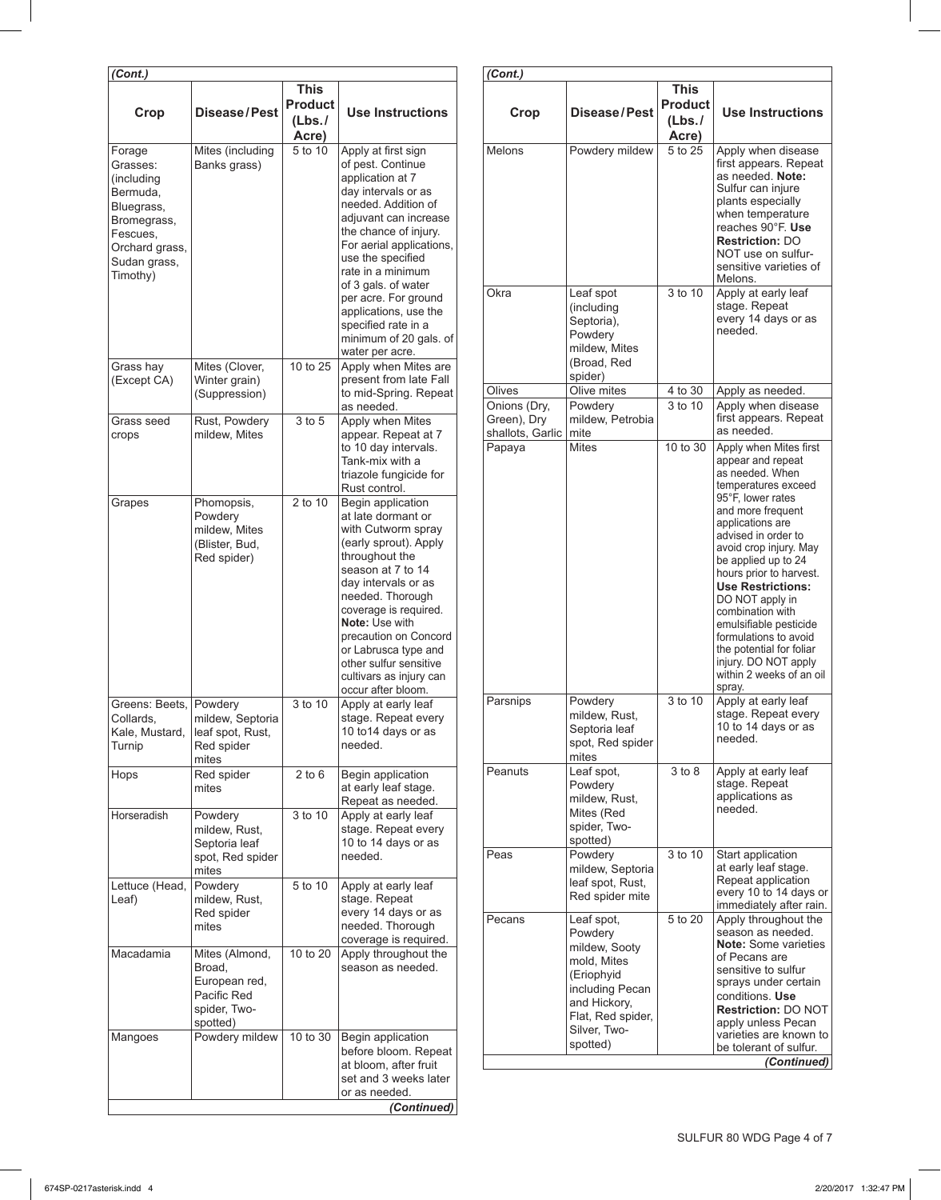*(Cont.)*

| Crop | Disease/Pest | This Product (Lbs./ Acre) | Use Instructions |
|---|---|---|---|
| Forage Grasses: (including Bermuda, Bluegrass, Bromegrass, Fescues, Orchard grass, Sudan grass, Timothy) | Mites (including Banks grass) | 5 to 10 | Apply at first sign of pest. Continue application at 7 day intervals or as needed. Addition of adjuvant can increase the chance of injury. For aerial applications, use the specified rate in a minimum of 3 gals. of water per acre. For ground applications, use the specified rate in a minimum of 20 gals. of water per acre. |
| Grass hay (Except CA) | Mites (Clover, Winter grain) (Suppression) | 10 to 25 | Apply when Mites are present from late Fall to mid-Spring. Repeat as needed. |
| Grass seed crops | Rust, Powdery mildew, Mites | 3 to 5 | Apply when Mites appear. Repeat at 7 to 10 day intervals. Tank-mix with a triazole fungicide for Rust control. |
| Grapes | Phomopsis, Powdery mildew, Mites (Blister, Bud, Red spider) | 2 to 10 | Begin application at late dormant or with Cutworm spray (early sprout). Apply throughout the season at 7 to 14 day intervals or as needed. Thorough coverage is required. **Note:** Use with precaution on Concord or Labrusca type and other sulfur sensitive cultivars as injury can occur after bloom. |
| Greens: Beets, Collards, Kale, Mustard, Turnip | Powdery mildew, Septoria leaf spot, Rust, Red spider mites | 3 to 10 | Apply at early leaf stage. Repeat every 10 to14 days or as needed. |
| Hops | Red spider mites | 2 to 6 | Begin application at early leaf stage. Repeat as needed. |
| Horseradish | Powdery mildew, Rust, Septoria leaf spot, Red spider mites | 3 to 10 | Apply at early leaf stage. Repeat every 10 to 14 days or as needed. |
| Lettuce (Head, Leaf) | Powdery mildew, Rust, Red spider mites | 5 to 10 | Apply at early leaf stage. Repeat every 14 days or as needed. Thorough coverage is required. |
| Macadamia | Mites (Almond, Broad, European red, Pacific Red spider, Two-spotted) | 10 to 20 | Apply throughout the season as needed. |
| Mangoes | Powdery mildew | 10 to 30 | Begin application before bloom. Repeat at bloom, after fruit set and 3 weeks later or as needed. |

***(Continued)***

*(Cont.)*

| Crop | Disease/Pest | This Product (Lbs./ Acre) | Use Instructions |
|---|---|---|---|
| Melons | Powdery mildew | 5 to 25 | Apply when disease first appears. Repeat as needed. **Note:** Sulfur can injure plants especially when temperature reaches 90°F. **Use Restriction:** DO NOT use on sulfur-sensitive varieties of Melons. |
| Okra | Leaf spot (including Septoria), Powdery mildew, Mites (Broad, Red spider) | 3 to 10 | Apply at early leaf stage. Repeat every 14 days or as needed. |
| Olives | Olive mites | 4 to 30 | Apply as needed. |
| Onions (Dry, Green), Dry shallots, Garlic | Powdery mildew, Petrobia mite | 3 to 10 | Apply when disease first appears. Repeat as needed. |
| Papaya | Mites | 10 to 30 | Apply when Mites first appear and repeat as needed. When temperatures exceed 95°F, lower rates and more frequent applications are advised in order to avoid crop injury. May be applied up to 24 hours prior to harvest. **Use Restrictions:** DO NOT apply in combination with emulsifiable pesticide formulations to avoid the potential for foliar injury. DO NOT apply within 2 weeks of an oil spray. |
| Parsnips | Powdery mildew, Rust, Septoria leaf spot, Red spider mites | 3 to 10 | Apply at early leaf stage. Repeat every 10 to 14 days or as needed. |
| Peanuts | Leaf spot, Powdery mildew, Rust, Mites (Red spider, Two-spotted) | 3 to 8 | Apply at early leaf stage. Repeat applications as needed. |
| Peas | Powdery mildew, Septoria leaf spot, Rust, Red spider mite | 3 to 10 | Start application at early leaf stage. Repeat application every 10 to 14 days or immediately after rain. |
| Pecans | Leaf spot, Powdery mildew, Sooty mold, Mites (Eriophyid including Pecan and Hickory, Flat, Red spider, Silver, Two-spotted) | 5 to 20 | Apply throughout the season as needed. **Note:** Some varieties of Pecans are sensitive to sulfur sprays under certain conditions. **Use Restriction:** DO NOT apply unless Pecan varieties are known to be tolerant of sulfur. |

***(Continued)***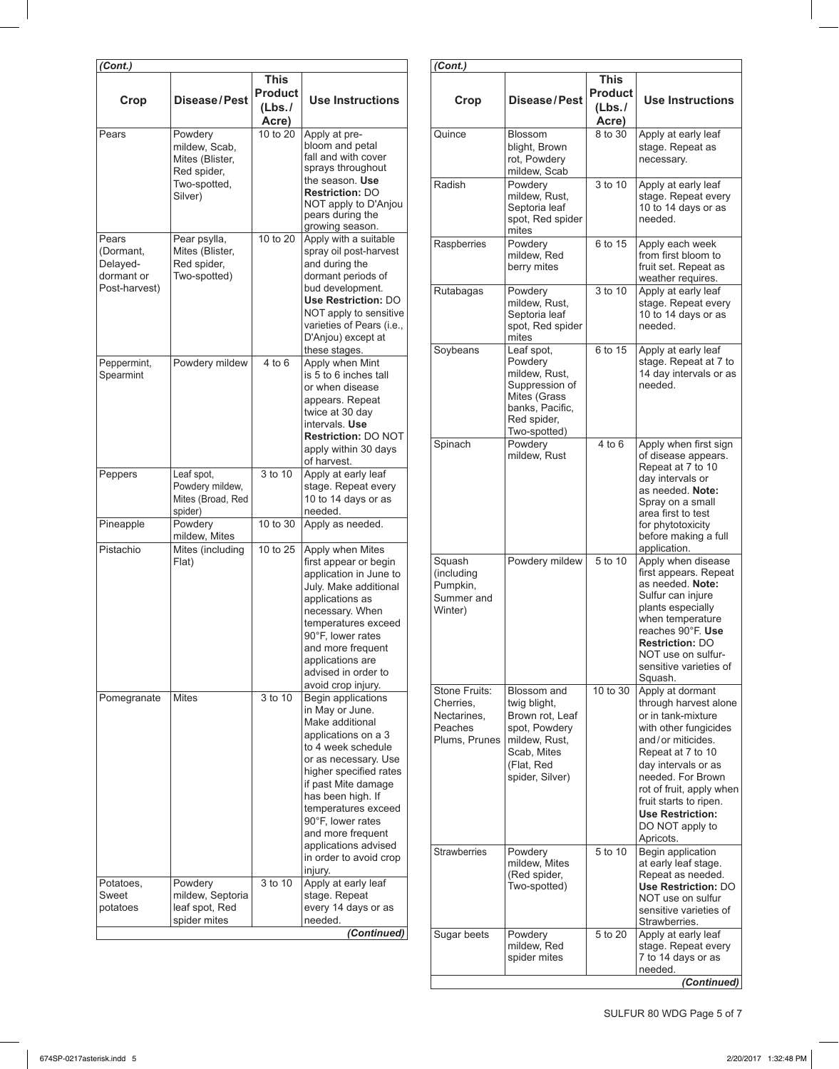| *(Cont.)* | | | |
|---|---|---|---|
| **Crop** | **Disease/Pest** | **This Product (Lbs./ Acre)** | **Use Instructions** |
| Pears | Powdery mildew, Scab, Mites (Blister, Red spider, Two-spotted, Silver) | 10 to 20 | Apply at pre-bloom and petal fall and with cover sprays throughout the season. **Use Restriction:** DO NOT apply to D'Anjou pears during the growing season. |
| Pears (Dormant, Delayed-dormant or Post-harvest) | Pear psylla, Mites (Blister, Red spider, Two-spotted) | 10 to 20 | Apply with a suitable spray oil post-harvest and during the dormant periods of bud development. **Use Restriction:** DO NOT apply to sensitive varieties of Pears (i.e., D'Anjou) except at these stages. |
| Peppermint, Spearmint | Powdery mildew | 4 to 6 | Apply when Mint is 5 to 6 inches tall or when disease appears. Repeat twice at 30 day intervals. **Use Restriction:** DO NOT apply within 30 days of harvest. |
| Peppers | Leaf spot, Powdery mildew, Mites (Broad, Red spider) | 3 to 10 | Apply at early leaf stage. Repeat every 10 to 14 days or as needed. |
| Pineapple | Powdery mildew, Mites | 10 to 30 | Apply as needed. |
| Pistachio | Mites (including Flat) | 10 to 25 | Apply when Mites first appear or begin application in June to July. Make additional applications as necessary. When temperatures exceed 90°F, lower rates and more frequent applications are advised in order to avoid crop injury. |
| Pomegranate | Mites | 3 to 10 | Begin applications in May or June. Make additional applications on a 3 to 4 week schedule or as necessary. Use higher specified rates if past Mite damage has been high. If temperatures exceed 90°F, lower rates and more frequent applications advised in order to avoid crop injury. |
| Potatoes, Sweet potatoes | Powdery mildew, Septoria leaf spot, Red spider mites | 3 to 10 | Apply at early leaf stage. Repeat every 14 days or as needed. |

*(Continued)*

| *(Cont.)* | | | |
|---|---|---|---|
| **Crop** | **Disease/Pest** | **This Product (Lbs./ Acre)** | **Use Instructions** |
| Quince | Blossom blight, Brown rot, Powdery mildew, Scab | 8 to 30 | Apply at early leaf stage. Repeat as necessary. |
| Radish | Powdery mildew, Rust, Septoria leaf spot, Red spider mites | 3 to 10 | Apply at early leaf stage. Repeat every 10 to 14 days or as needed. |
| Raspberries | Powdery mildew, Red berry mites | 6 to 15 | Apply each week from first bloom to fruit set. Repeat as weather requires. |
| Rutabagas | Powdery mildew, Rust, Septoria leaf spot, Red spider mites | 3 to 10 | Apply at early leaf stage. Repeat every 10 to 14 days or as needed. |
| Soybeans | Leaf spot, Powdery mildew, Rust, Suppression of Mites (Grass banks, Pacific, Red spider, Two-spotted) | 6 to 15 | Apply at early leaf stage. Repeat at 7 to 14 day intervals or as needed. |
| Spinach | Powdery mildew, Rust | 4 to 6 | Apply when first sign of disease appears. Repeat at 7 to 10 day intervals or as needed. **Note:** Spray on a small area first to test for phytotoxicity before making a full application. |
| Squash (including Pumpkin, Summer and Winter) | Powdery mildew | 5 to 10 | Apply when disease first appears. Repeat as needed. **Note:** Sulfur can injure plants especially when temperature reaches 90°F. **Use Restriction:** DO NOT use on sulfur-sensitive varieties of Squash. |
| Stone Fruits: Cherries, Nectarines, Peaches Plums, Prunes | Blossom and twig blight, Brown rot, Leaf spot, Powdery mildew, Rust, Scab, Mites (Flat, Red spider, Silver) | 10 to 30 | Apply at dormant through harvest alone or in tank-mixture with other fungicides and/or miticides. Repeat at 7 to 10 day intervals or as needed. For Brown rot of fruit, apply when fruit starts to ripen. **Use Restriction:** DO NOT apply to Apricots. |
| Strawberries | Powdery mildew, Mites (Red spider, Two-spotted) | 5 to 10 | Begin application at early leaf stage. Repeat as needed. **Use Restriction:** DO NOT use on sulfur sensitive varieties of Strawberries. |
| Sugar beets | Powdery mildew, Red spider mites | 5 to 20 | Apply at early leaf stage. Repeat every 7 to 14 days or as needed. |

*(Continued)*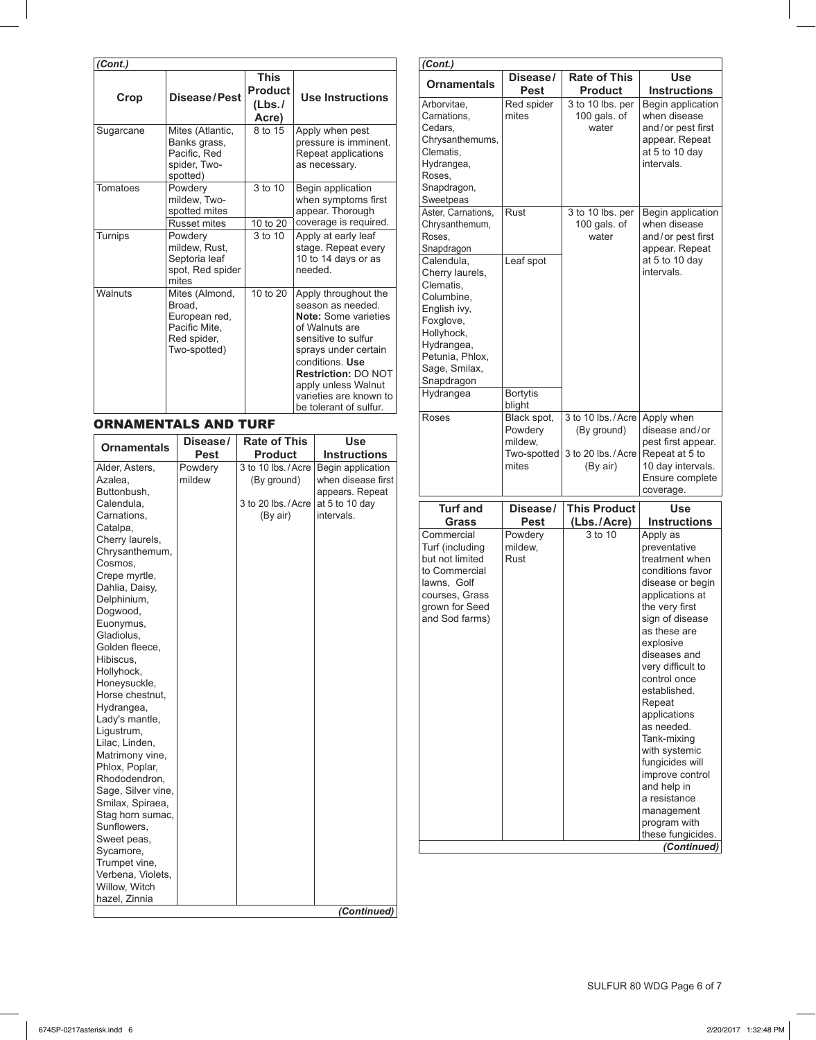*(Cont.)*

| Crop | Disease/Pest | This Product (Lbs./Acre) | Use Instructions |
|---|---|---|---|
| Sugarcane | Mites (Atlantic, Banks grass, Pacific, Red spider, Two-spotted) | 8 to 15 | Apply when pest pressure is imminent. Repeat applications as necessary. |
| Tomatoes | Powdery mildew, Two-spotted mites | 3 to 10 | Begin application when symptoms first appear. Thorough coverage is required. |
| | Russet mites | 10 to 20 | |
| Turnips | Powdery mildew, Rust, Septoria leaf spot, Red spider mites | 3 to 10 | Apply at early leaf stage. Repeat every 10 to 14 days or as needed. |
| Walnuts | Mites (Almond, Broad, European red, Pacific Mite, Red spider, Two-spotted) | 10 to 20 | Apply throughout the season as needed. **Note:** Some varieties of Walnuts are sensitive to sulfur sprays under certain conditions. **Use Restriction:** DO NOT apply unless Walnut varieties are known to be tolerant of sulfur. |

## ORNAMENTALS AND TURF

| Ornamentals | Disease/Pest | Rate of This Product | Use Instructions |
|---|---|---|---|
| Alder, Asters, Azalea, Buttonbush, Calendula, Carnations, Catalpa, Cherry laurels, Chrysanthemum, Cosmos, Crepe myrtle, Dahlia, Daisy, Delphinium, Dogwood, Euonymus, Gladiolus, Golden fleece, Hibiscus, Hollyhock, Honeysuckle, Horse chestnut, Hydrangea, Lady's mantle, Ligustrum, Lilac, Linden, Matrimony vine, Phlox, Poplar, Rhododendron, Sage, Silver vine, Smilax, Spiraea, Stag horn sumac, Sunflowers, Sweet peas, Sycamore, Trumpet vine, Verbena, Violets, Willow, Witch hazel, Zinnia | Powdery mildew | 3 to 10 lbs./Acre (By ground) 3 to 20 lbs./Acre (By air) | Begin application when disease first appears. Repeat at 5 to 10 day intervals. |
| Arborvitae, Carnations, Cedars, Chrysanthemums, Clematis, Hydrangea, Roses, Snapdragon, Sweetpeas | Red spider mites | 3 to 10 lbs. per 100 gals. of water | Begin application when disease and/or pest first appear. Repeat at 5 to 10 day intervals. |
| Aster, Carnations, Chrysanthemum, Roses, Snapdragon | Rust | 3 to 10 lbs. per 100 gals. of water | Begin application when disease and/or pest first appear. Repeat at 5 to 10 day intervals. |
| Calendula, Cherry laurels, Clematis, Columbine, English ivy, Foxglove, Hollyhock, Hydrangea, Petunia, Phlox, Sage, Smilax, Snapdragon | Leaf spot | | |
| Hydrangea | Bortytis blight | | |
| Roses | Black spot, Powdery mildew, Two-spotted mites | 3 to 10 lbs./Acre (By ground) 3 to 20 lbs./Acre (By air) | Apply when disease and/or pest first appear. Repeat at 5 to 10 day intervals. Ensure complete coverage. |

| Turf and Grass | Disease/Pest | This Product (Lbs./Acre) | Use Instructions |
|---|---|---|---|
| Commercial Turf (including but not limited to Commercial lawns, Golf courses, Grass grown for Seed and Sod farms) | Powdery mildew, Rust | 3 to 10 | Apply as preventative treatment when conditions favor disease or begin applications at the very first sign of disease as these are explosive diseases and very difficult to control once established. Repeat applications as needed. Tank-mixing with systemic fungicides will improve control and help in a resistance management program with these fungicides. |

*(Continued)*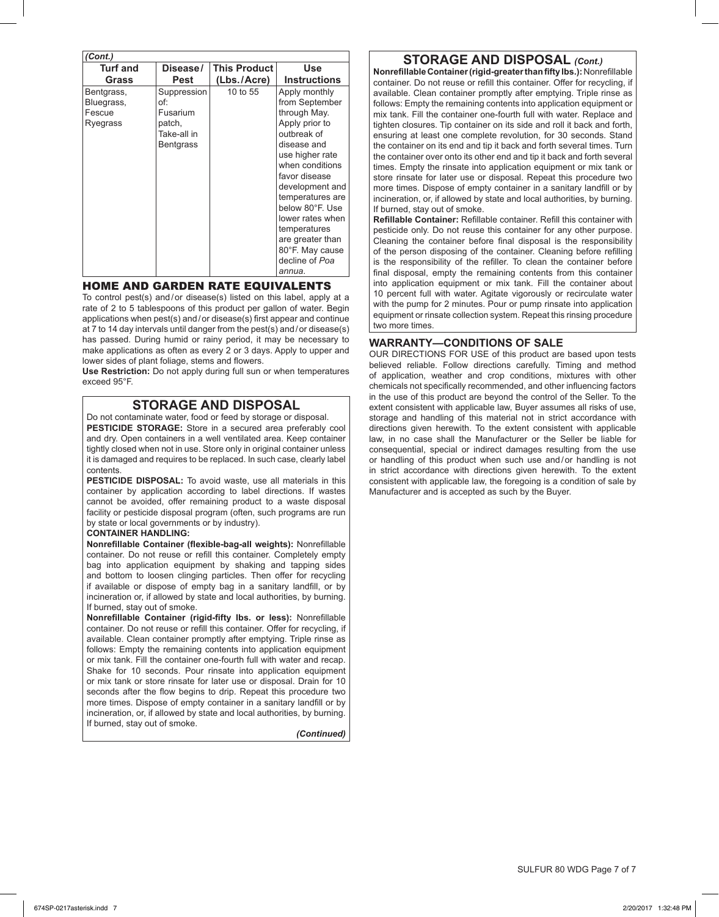*(Cont.)*

| Turf and Grass | Disease/ Pest | This Product (Lbs./Acre) | Use Instructions |
|---|---|---|---|
| Bentgrass, Bluegrass, Fescue Ryegrass | Suppression of: Fusarium patch, Take-all in Bentgrass | 10 to 55 | Apply monthly from September through May. Apply prior to outbreak of disease and use higher rate when conditions favor disease development and temperatures are below 80°F. Use lower rates when temperatures are greater than 80°F. May cause decline of *Poa annua*. |

## HOME AND GARDEN RATE EQUIVALENTS

To control pest(s) and/or disease(s) listed on this label, apply at a rate of 2 to 5 tablespoons of this product per gallon of water. Begin applications when pest(s) and/or disease(s) first appear and continue at 7 to 14 day intervals until danger from the pest(s) and/or disease(s) has passed. During humid or rainy period, it may be necessary to make applications as often as every 2 or 3 days. Apply to upper and lower sides of plant foliage, stems and flowers.

**Use Restriction:** Do not apply during full sun or when temperatures exceed 95°F.

## STORAGE AND DISPOSAL

Do not contaminate water, food or feed by storage or disposal.

**PESTICIDE STORAGE:** Store in a secured area preferably cool and dry. Open containers in a well ventilated area. Keep container tightly closed when not in use. Store only in original container unless it is damaged and requires to be replaced. In such case, clearly label contents.

**PESTICIDE DISPOSAL:** To avoid waste, use all materials in this container by application according to label directions. If wastes cannot be avoided, offer remaining product to a waste disposal facility or pesticide disposal program (often, such programs are run by state or local governments or by industry).

**CONTAINER HANDLING:**

**Nonrefillable Container (flexible-bag-all weights):** Nonrefillable container. Do not reuse or refill this container. Completely empty bag into application equipment by shaking and tapping sides and bottom to loosen clinging particles. Then offer for recycling if available or dispose of empty bag in a sanitary landfill, or by incineration or, if allowed by state and local authorities, by burning. If burned, stay out of smoke.

**Nonrefillable Container (rigid-fifty lbs. or less):** Nonrefillable container. Do not reuse or refill this container. Offer for recycling, if available. Clean container promptly after emptying. Triple rinse as follows: Empty the remaining contents into application equipment or mix tank. Fill the container one-fourth full with water and recap. Shake for 10 seconds. Pour rinsate into application equipment or mix tank or store rinsate for later use or disposal. Drain for 10 seconds after the flow begins to drip. Repeat this procedure two more times. Dispose of empty container in a sanitary landfill or by incineration, or, if allowed by state and local authorities, by burning. If burned, stay out of smoke.

***(Continued)***

## STORAGE AND DISPOSAL *(Cont.)*

**Nonrefillable Container (rigid-greater than fifty lbs.):** Nonrefillable container. Do not reuse or refill this container. Offer for recycling, if available. Clean container promptly after emptying. Triple rinse as follows: Empty the remaining contents into application equipment or mix tank. Fill the container one-fourth full with water. Replace and tighten closures. Tip container on its side and roll it back and forth, ensuring at least one complete revolution, for 30 seconds. Stand the container on its end and tip it back and forth several times. Turn the container over onto its other end and tip it back and forth several times. Empty the rinsate into application equipment or mix tank or store rinsate for later use or disposal. Repeat this procedure two more times. Dispose of empty container in a sanitary landfill or by incineration, or, if allowed by state and local authorities, by burning. If burned, stay out of smoke.

**Refillable Container:** Refillable container. Refill this container with pesticide only. Do not reuse this container for any other purpose. Cleaning the container before final disposal is the responsibility of the person disposing of the container. Cleaning before refilling is the responsibility of the refiller. To clean the container before final disposal, empty the remaining contents from this container into application equipment or mix tank. Fill the container about 10 percent full with water. Agitate vigorously or recirculate water with the pump for 2 minutes. Pour or pump rinsate into application equipment or rinsate collection system. Repeat this rinsing procedure two more times.

## WARRANTY—CONDITIONS OF SALE

OUR DIRECTIONS FOR USE of this product are based upon tests believed reliable. Follow directions carefully. Timing and method of application, weather and crop conditions, mixtures with other chemicals not specifically recommended, and other influencing factors in the use of this product are beyond the control of the Seller. To the extent consistent with applicable law, Buyer assumes all risks of use, storage and handling of this material not in strict accordance with directions given herewith. To the extent consistent with applicable law, in no case shall the Manufacturer or the Seller be liable for consequential, special or indirect damages resulting from the use or handling of this product when such use and/or handling is not in strict accordance with directions given herewith. To the extent consistent with applicable law, the foregoing is a condition of sale by Manufacturer and is accepted as such by the Buyer.